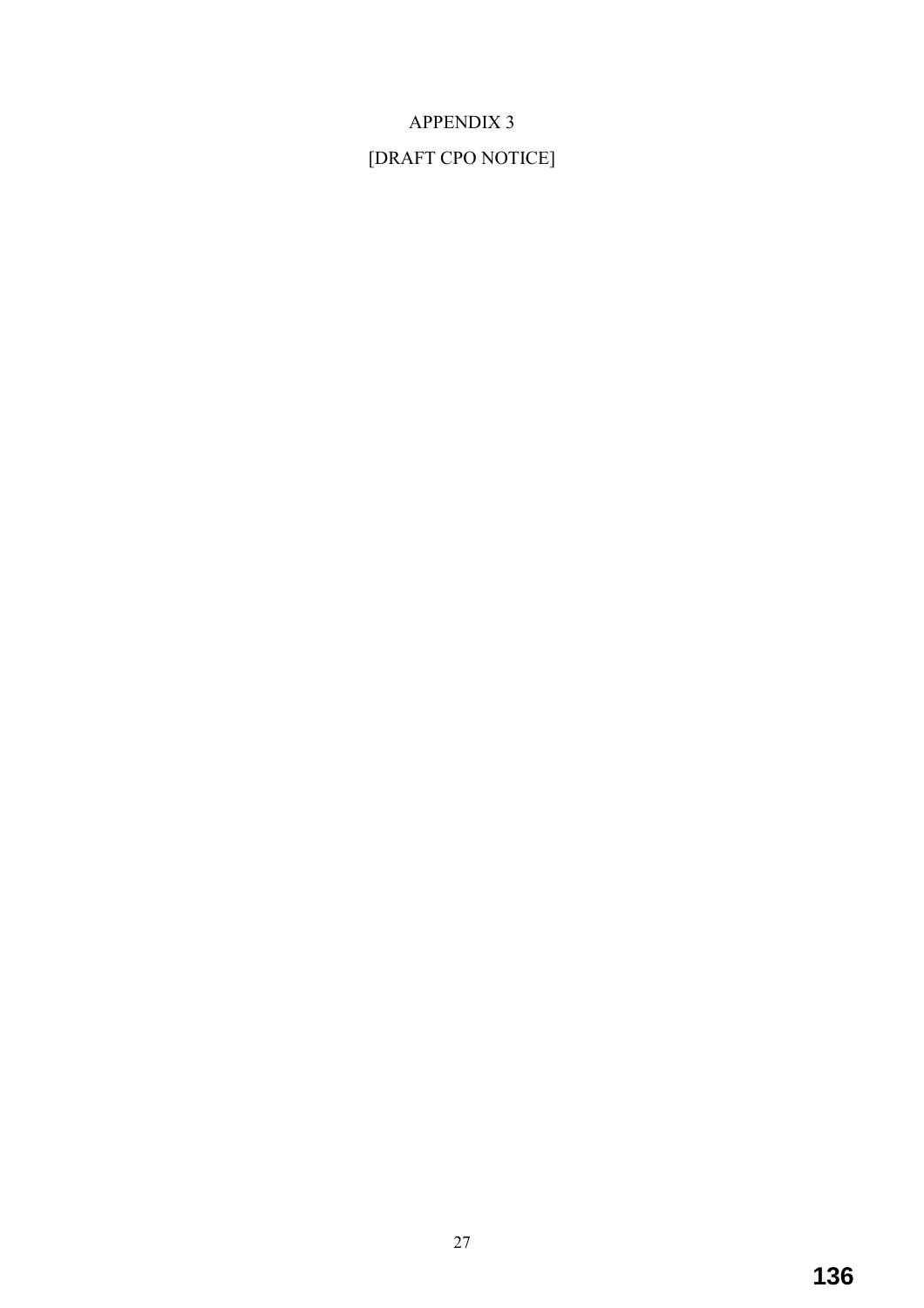APPENDIX 3

[DRAFT CPO NOTICE]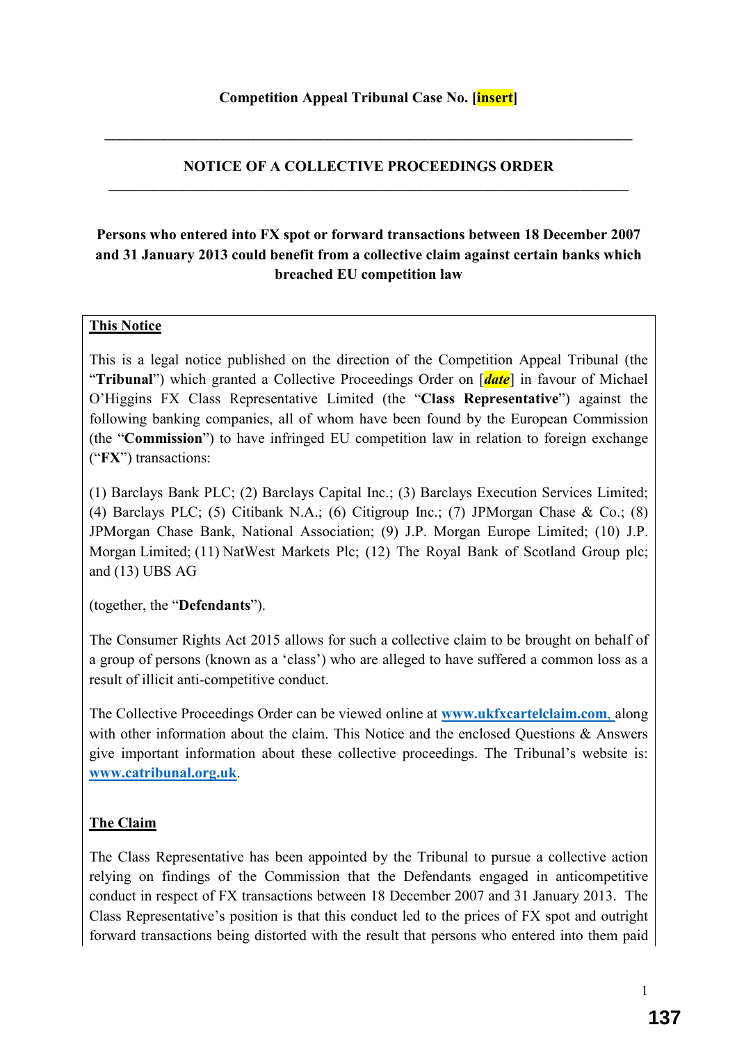**Competition Appeal Tribunal Case No. [insert]**

---

## NOTICE OF A COLLECTIVE PROCEEDINGS ORDER

---

**Persons who entered into FX spot or forward transactions between 18 December 2007 and 31 January 2013 could benefit from a collective claim against certain banks which breached EU competition law**

### This Notice

This is a legal notice published on the direction of the Competition Appeal Tribunal (the "**Tribunal**") which granted a Collective Proceedings Order on [*date*] in favour of Michael O'Higgins FX Class Representative Limited (the "**Class Representative**") against the following banking companies, all of whom have been found by the European Commission (the "**Commission**") to have infringed EU competition law in relation to foreign exchange ("**FX**") transactions:

(1) Barclays Bank PLC; (2) Barclays Capital Inc.; (3) Barclays Execution Services Limited; (4) Barclays PLC; (5) Citibank N.A.; (6) Citigroup Inc.; (7) JPMorgan Chase & Co.; (8) JPMorgan Chase Bank, National Association; (9) J.P. Morgan Europe Limited; (10) J.P. Morgan Limited; (11) NatWest Markets Plc; (12) The Royal Bank of Scotland Group plc; and (13) UBS AG

(together, the "**Defendants**").

The Consumer Rights Act 2015 allows for such a collective claim to be brought on behalf of a group of persons (known as a 'class') who are alleged to have suffered a common loss as a result of illicit anti-competitive conduct.

The Collective Proceedings Order can be viewed online at **www.ukfxcartelclaim.com**, along with other information about the claim. This Notice and the enclosed Questions & Answers give important information about these collective proceedings. The Tribunal's website is: **www.catribunal.org.uk**.

### The Claim

The Class Representative has been appointed by the Tribunal to pursue a collective action relying on findings of the Commission that the Defendants engaged in anticompetitive conduct in respect of FX transactions between 18 December 2007 and 31 January 2013. The Class Representative's position is that this conduct led to the prices of FX spot and outright forward transactions being distorted with the result that persons who entered into them paid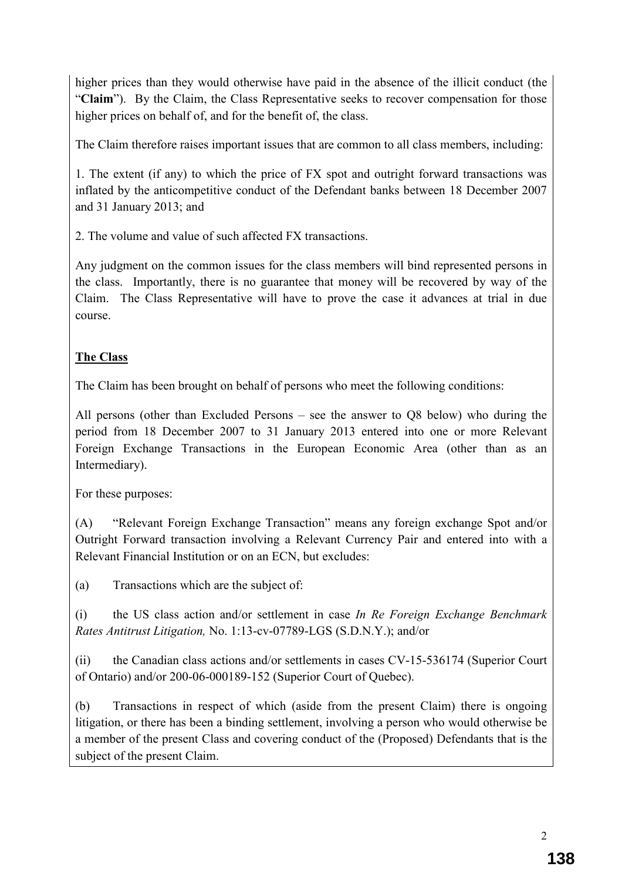higher prices than they would otherwise have paid in the absence of the illicit conduct (the "**Claim**"). By the Claim, the Class Representative seeks to recover compensation for those higher prices on behalf of, and for the benefit of, the class.

The Claim therefore raises important issues that are common to all class members, including:

1. The extent (if any) to which the price of FX spot and outright forward transactions was inflated by the anticompetitive conduct of the Defendant banks between 18 December 2007 and 31 January 2013; and

2. The volume and value of such affected FX transactions.

Any judgment on the common issues for the class members will bind represented persons in the class. Importantly, there is no guarantee that money will be recovered by way of the Claim. The Class Representative will have to prove the case it advances at trial in due course.

**The Class**

The Claim has been brought on behalf of persons who meet the following conditions:

All persons (other than Excluded Persons – see the answer to Q8 below) who during the period from 18 December 2007 to 31 January 2013 entered into one or more Relevant Foreign Exchange Transactions in the European Economic Area (other than as an Intermediary).

For these purposes:

(A) "Relevant Foreign Exchange Transaction" means any foreign exchange Spot and/or Outright Forward transaction involving a Relevant Currency Pair and entered into with a Relevant Financial Institution or on an ECN, but excludes:

(a) Transactions which are the subject of:

(i) the US class action and/or settlement in case *In Re Foreign Exchange Benchmark Rates Antitrust Litigation,* No. 1:13-cv-07789-LGS (S.D.N.Y.); and/or

(ii) the Canadian class actions and/or settlements in cases CV-15-536174 (Superior Court of Ontario) and/or 200-06-000189-152 (Superior Court of Quebec).

(b) Transactions in respect of which (aside from the present Claim) there is ongoing litigation, or there has been a binding settlement, involving a person who would otherwise be a member of the present Class and covering conduct of the (Proposed) Defendants that is the subject of the present Claim.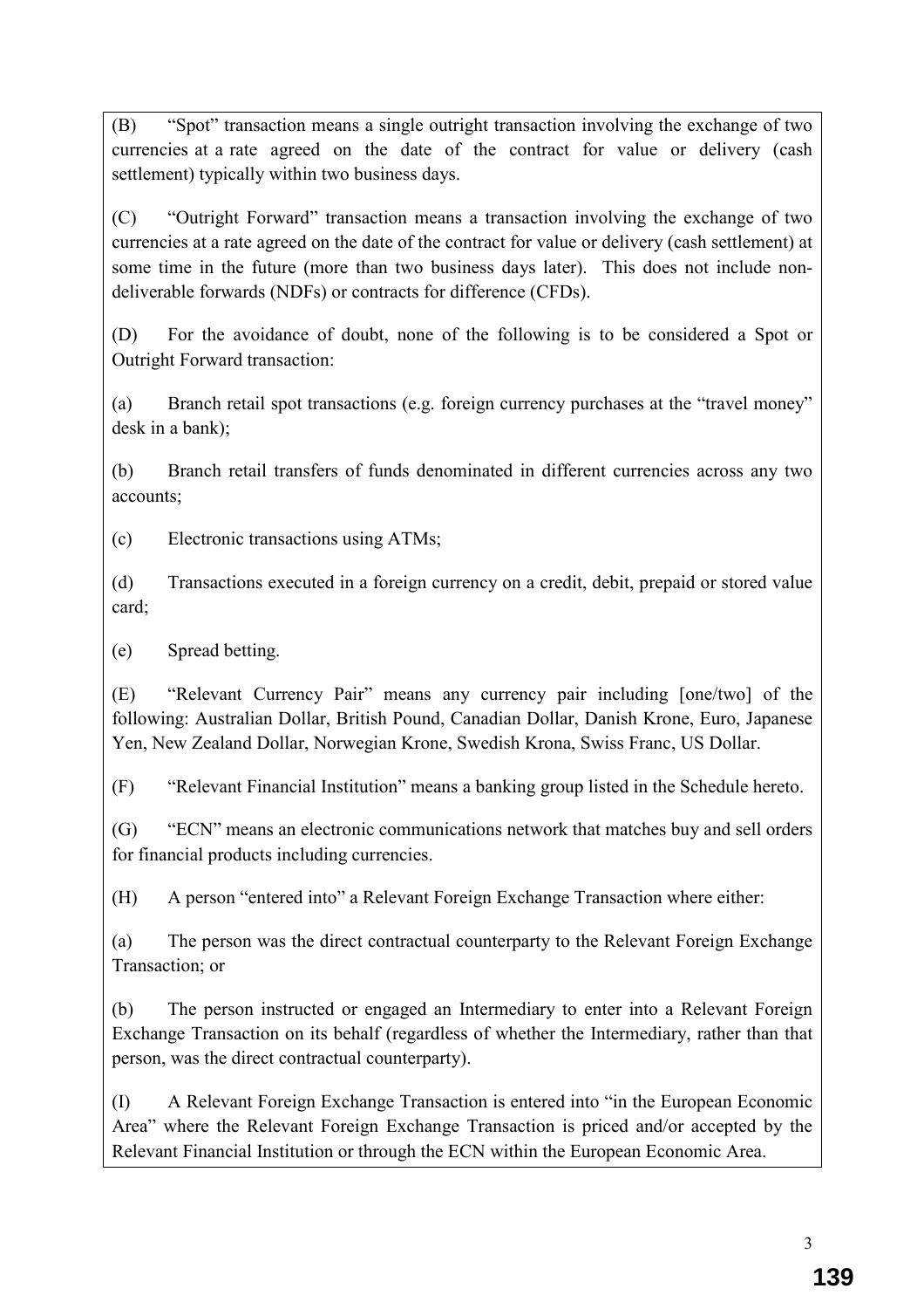(B) "Spot" transaction means a single outright transaction involving the exchange of two currencies at a rate agreed on the date of the contract for value or delivery (cash settlement) typically within two business days.

(C) "Outright Forward" transaction means a transaction involving the exchange of two currencies at a rate agreed on the date of the contract for value or delivery (cash settlement) at some time in the future (more than two business days later). This does not include non-deliverable forwards (NDFs) or contracts for difference (CFDs).

(D) For the avoidance of doubt, none of the following is to be considered a Spot or Outright Forward transaction:

(a) Branch retail spot transactions (e.g. foreign currency purchases at the "travel money" desk in a bank);

(b) Branch retail transfers of funds denominated in different currencies across any two accounts;

(c) Electronic transactions using ATMs;

(d) Transactions executed in a foreign currency on a credit, debit, prepaid or stored value card;

(e) Spread betting.

(E) "Relevant Currency Pair" means any currency pair including [one/two] of the following: Australian Dollar, British Pound, Canadian Dollar, Danish Krone, Euro, Japanese Yen, New Zealand Dollar, Norwegian Krone, Swedish Krona, Swiss Franc, US Dollar.

(F) "Relevant Financial Institution" means a banking group listed in the Schedule hereto.

(G) "ECN" means an electronic communications network that matches buy and sell orders for financial products including currencies.

(H) A person "entered into" a Relevant Foreign Exchange Transaction where either:

(a) The person was the direct contractual counterparty to the Relevant Foreign Exchange Transaction; or

(b) The person instructed or engaged an Intermediary to enter into a Relevant Foreign Exchange Transaction on its behalf (regardless of whether the Intermediary, rather than that person, was the direct contractual counterparty).

(I) A Relevant Foreign Exchange Transaction is entered into "in the European Economic Area" where the Relevant Foreign Exchange Transaction is priced and/or accepted by the Relevant Financial Institution or through the ECN within the European Economic Area.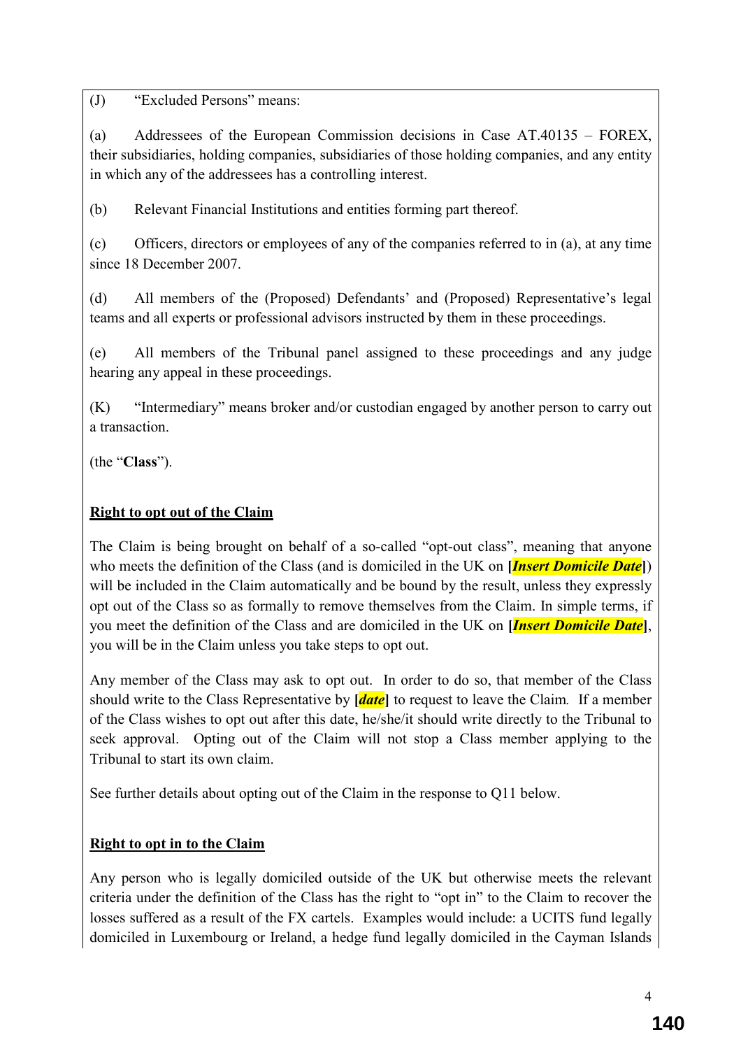(J) "Excluded Persons" means:

(a) Addressees of the European Commission decisions in Case AT.40135 – FOREX, their subsidiaries, holding companies, subsidiaries of those holding companies, and any entity in which any of the addressees has a controlling interest.

(b) Relevant Financial Institutions and entities forming part thereof.

(c) Officers, directors or employees of any of the companies referred to in (a), at any time since 18 December 2007.

(d) All members of the (Proposed) Defendants' and (Proposed) Representative's legal teams and all experts or professional advisors instructed by them in these proceedings.

(e) All members of the Tribunal panel assigned to these proceedings and any judge hearing any appeal in these proceedings.

(K) "Intermediary" means broker and/or custodian engaged by another person to carry out a transaction.

(the "**Class**").

**<u>Right to opt out of the Claim</u>**

The Claim is being brought on behalf of a so-called "opt-out class", meaning that anyone who meets the definition of the Class (and is domiciled in the UK on **[*Insert Domicile Date*]**) will be included in the Claim automatically and be bound by the result, unless they expressly opt out of the Class so as formally to remove themselves from the Claim. In simple terms, if you meet the definition of the Class and are domiciled in the UK on **[*Insert Domicile Date*]**, you will be in the Claim unless you take steps to opt out.

Any member of the Class may ask to opt out. In order to do so, that member of the Class should write to the Class Representative by **[*date*]** to request to leave the Claim. If a member of the Class wishes to opt out after this date, he/she/it should write directly to the Tribunal to seek approval. Opting out of the Claim will not stop a Class member applying to the Tribunal to start its own claim.

See further details about opting out of the Claim in the response to Q11 below.

**<u>Right to opt in to the Claim</u>**

Any person who is legally domiciled outside of the UK but otherwise meets the relevant criteria under the definition of the Class has the right to "opt in" to the Claim to recover the losses suffered as a result of the FX cartels. Examples would include: a UCITS fund legally domiciled in Luxembourg or Ireland, a hedge fund legally domiciled in the Cayman Islands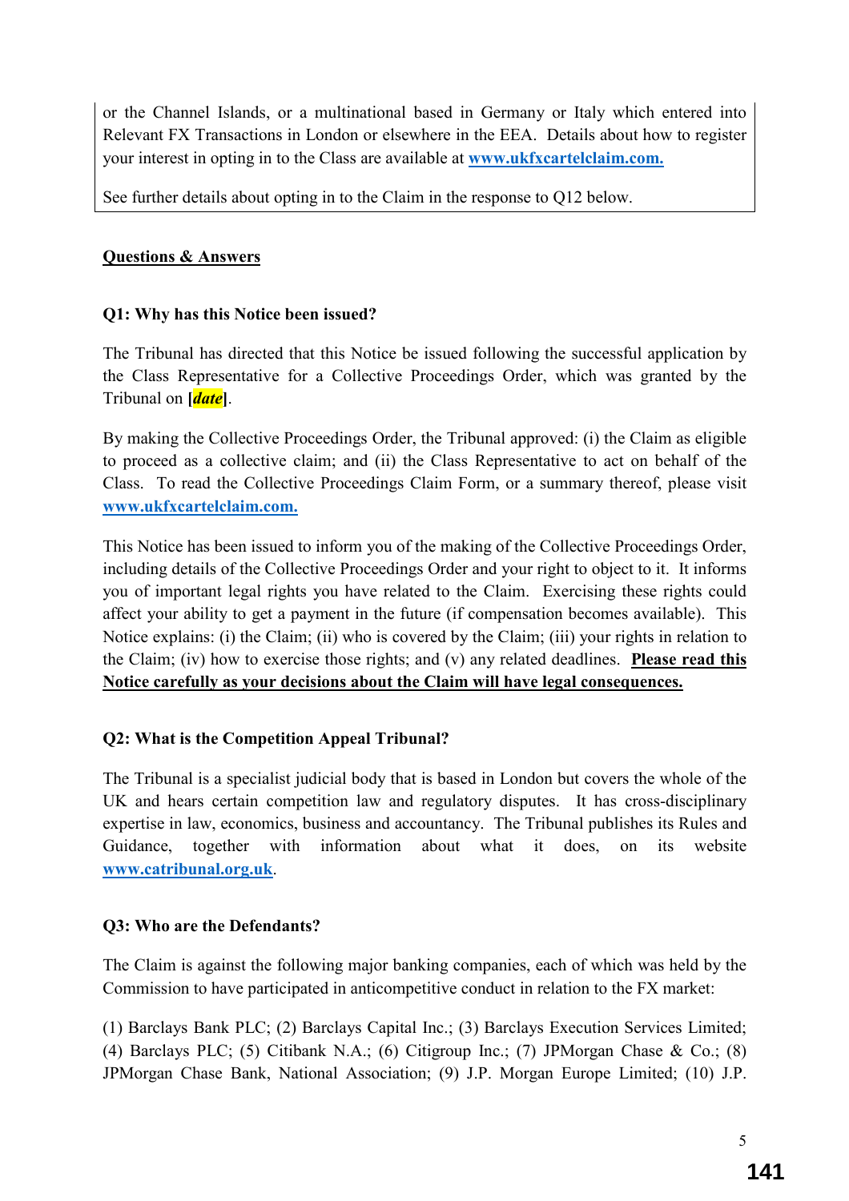or the Channel Islands, or a multinational based in Germany or Italy which entered into Relevant FX Transactions in London or elsewhere in the EEA. Details about how to register your interest in opting in to the Class are available at [www.ukfxcartelclaim.com.](www.ukfxcartelclaim.com)

See further details about opting in to the Claim in the response to Q12 below.

## Questions & Answers

### Q1: Why has this Notice been issued?

The Tribunal has directed that this Notice be issued following the successful application by the Class Representative for a Collective Proceedings Order, which was granted by the Tribunal on **[*date*]**.

By making the Collective Proceedings Order, the Tribunal approved: (i) the Claim as eligible to proceed as a collective claim; and (ii) the Class Representative to act on behalf of the Class. To read the Collective Proceedings Claim Form, or a summary thereof, please visit [www.ukfxcartelclaim.com.](www.ukfxcartelclaim.com)

This Notice has been issued to inform you of the making of the Collective Proceedings Order, including details of the Collective Proceedings Order and your right to object to it. It informs you of important legal rights you have related to the Claim. Exercising these rights could affect your ability to get a payment in the future (if compensation becomes available). This Notice explains: (i) the Claim; (ii) who is covered by the Claim; (iii) your rights in relation to the Claim; (iv) how to exercise those rights; and (v) any related deadlines. **Please read this Notice carefully as your decisions about the Claim will have legal consequences.**

### Q2: What is the Competition Appeal Tribunal?

The Tribunal is a specialist judicial body that is based in London but covers the whole of the UK and hears certain competition law and regulatory disputes. It has cross-disciplinary expertise in law, economics, business and accountancy. The Tribunal publishes its Rules and Guidance, together with information about what it does, on its website [www.catribunal.org.uk](www.catribunal.org.uk).

### Q3: Who are the Defendants?

The Claim is against the following major banking companies, each of which was held by the Commission to have participated in anticompetitive conduct in relation to the FX market:

(1) Barclays Bank PLC; (2) Barclays Capital Inc.; (3) Barclays Execution Services Limited; (4) Barclays PLC; (5) Citibank N.A.; (6) Citigroup Inc.; (7) JPMorgan Chase & Co.; (8) JPMorgan Chase Bank, National Association; (9) J.P. Morgan Europe Limited; (10) J.P.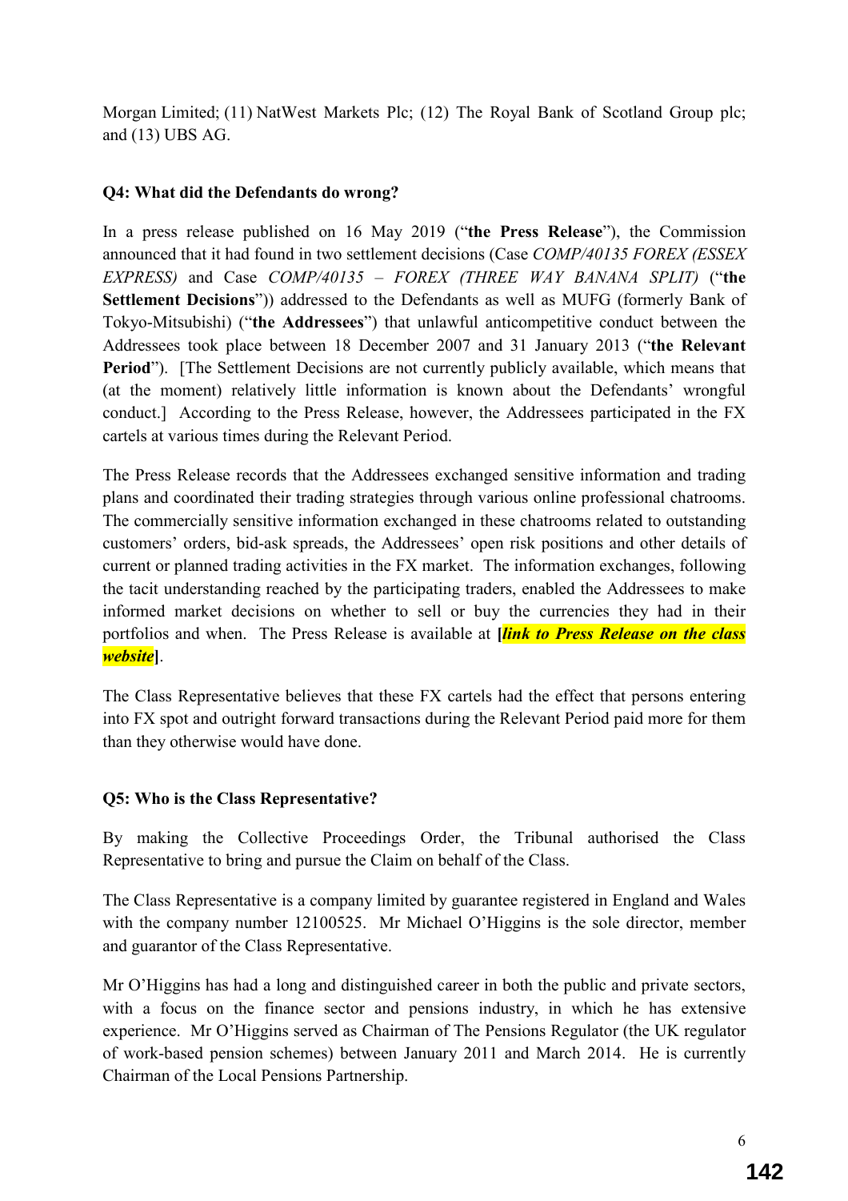Morgan Limited; (11) NatWest Markets Plc; (12) The Royal Bank of Scotland Group plc; and (13) UBS AG.

**Q4: What did the Defendants do wrong?**

In a press release published on 16 May 2019 ("**the Press Release**"), the Commission announced that it had found in two settlement decisions (Case *COMP/40135 FOREX (ESSEX EXPRESS)* and Case *COMP/40135 – FOREX (THREE WAY BANANA SPLIT)* ("**the Settlement Decisions**")) addressed to the Defendants as well as MUFG (formerly Bank of Tokyo-Mitsubishi) ("**the Addressees**") that unlawful anticompetitive conduct between the Addressees took place between 18 December 2007 and 31 January 2013 ("**the Relevant Period**"). [The Settlement Decisions are not currently publicly available, which means that (at the moment) relatively little information is known about the Defendants' wrongful conduct.] According to the Press Release, however, the Addressees participated in the FX cartels at various times during the Relevant Period.

The Press Release records that the Addressees exchanged sensitive information and trading plans and coordinated their trading strategies through various online professional chatrooms. The commercially sensitive information exchanged in these chatrooms related to outstanding customers' orders, bid-ask spreads, the Addressees' open risk positions and other details of current or planned trading activities in the FX market. The information exchanges, following the tacit understanding reached by the participating traders, enabled the Addressees to make informed market decisions on whether to sell or buy the currencies they had in their portfolios and when. The Press Release is available at **[*link to Press Release on the class website*]**.

The Class Representative believes that these FX cartels had the effect that persons entering into FX spot and outright forward transactions during the Relevant Period paid more for them than they otherwise would have done.

**Q5: Who is the Class Representative?**

By making the Collective Proceedings Order, the Tribunal authorised the Class Representative to bring and pursue the Claim on behalf of the Class.

The Class Representative is a company limited by guarantee registered in England and Wales with the company number 12100525. Mr Michael O'Higgins is the sole director, member and guarantor of the Class Representative.

Mr O'Higgins has had a long and distinguished career in both the public and private sectors, with a focus on the finance sector and pensions industry, in which he has extensive experience. Mr O'Higgins served as Chairman of The Pensions Regulator (the UK regulator of work-based pension schemes) between January 2011 and March 2014. He is currently Chairman of the Local Pensions Partnership.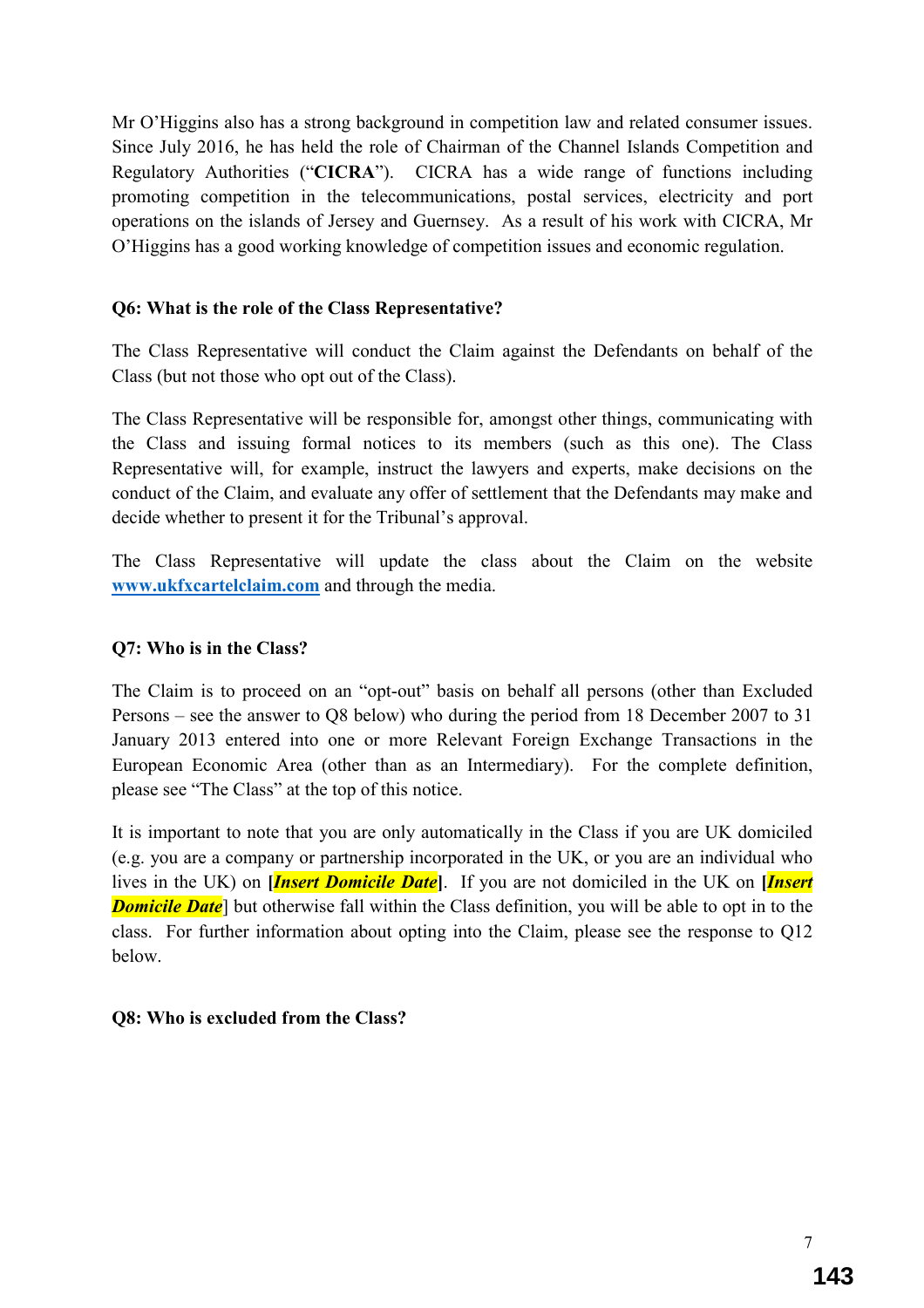Mr O'Higgins also has a strong background in competition law and related consumer issues. Since July 2016, he has held the role of Chairman of the Channel Islands Competition and Regulatory Authorities ("**CICRA**"). CICRA has a wide range of functions including promoting competition in the telecommunications, postal services, electricity and port operations on the islands of Jersey and Guernsey. As a result of his work with CICRA, Mr O'Higgins has a good working knowledge of competition issues and economic regulation.

**Q6: What is the role of the Class Representative?**

The Class Representative will conduct the Claim against the Defendants on behalf of the Class (but not those who opt out of the Class).

The Class Representative will be responsible for, amongst other things, communicating with the Class and issuing formal notices to its members (such as this one). The Class Representative will, for example, instruct the lawyers and experts, make decisions on the conduct of the Claim, and evaluate any offer of settlement that the Defendants may make and decide whether to present it for the Tribunal's approval.

The Class Representative will update the class about the Claim on the website [www.ukfxcartelclaim.com](www.ukfxcartelclaim.com) and through the media.

**Q7: Who is in the Class?**

The Claim is to proceed on an "opt-out" basis on behalf all persons (other than Excluded Persons – see the answer to Q8 below) who during the period from 18 December 2007 to 31 January 2013 entered into one or more Relevant Foreign Exchange Transactions in the European Economic Area (other than as an Intermediary). For the complete definition, please see "The Class" at the top of this notice.

It is important to note that you are only automatically in the Class if you are UK domiciled (e.g. you are a company or partnership incorporated in the UK, or you are an individual who lives in the UK) on **[*Insert Domicile Date*]**. If you are not domiciled in the UK on **[*Insert Domicile Date*]** but otherwise fall within the Class definition, you will be able to opt in to the class. For further information about opting into the Claim, please see the response to Q12 below.

**Q8: Who is excluded from the Class?**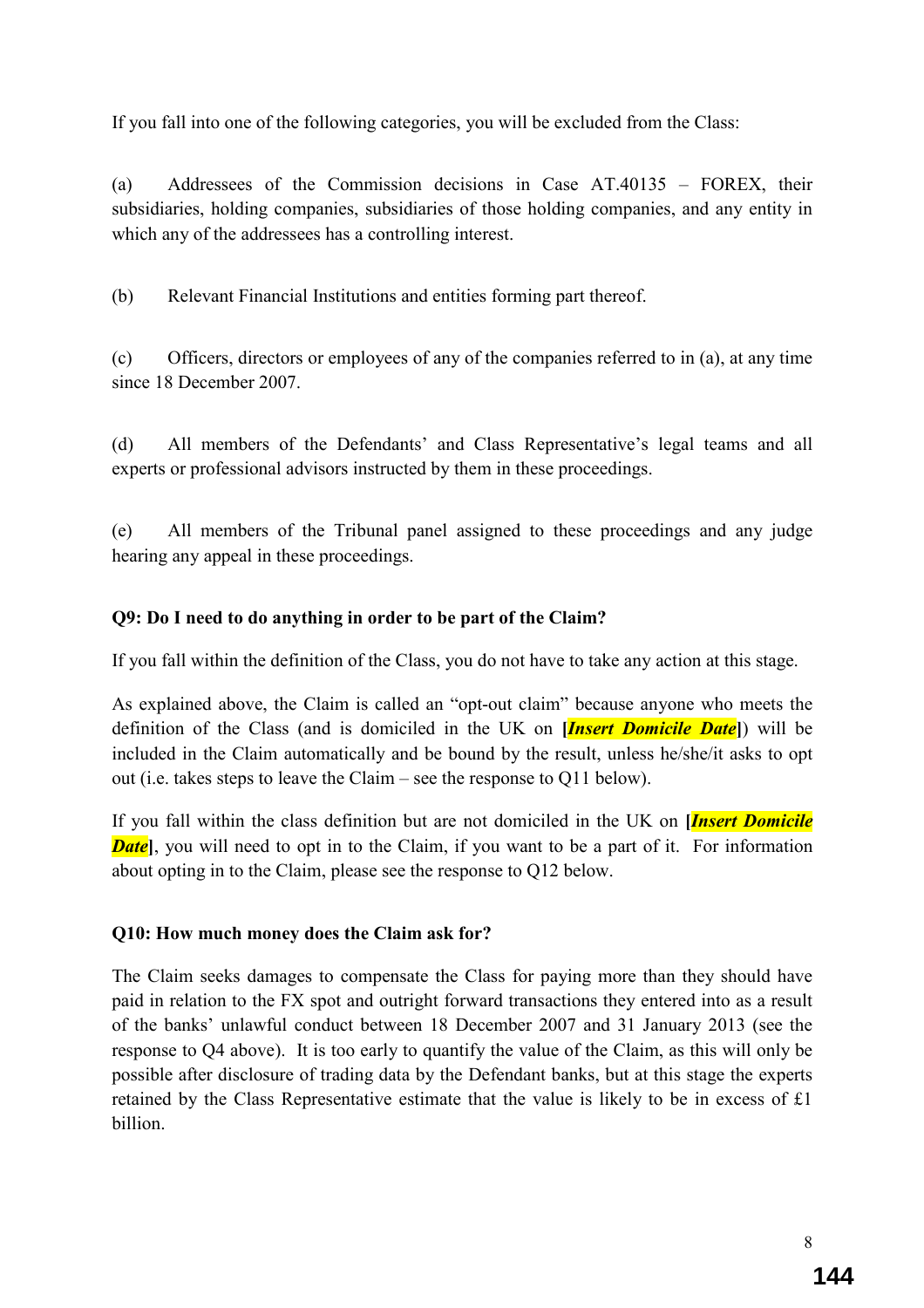If you fall into one of the following categories, you will be excluded from the Class:

(a) Addressees of the Commission decisions in Case AT.40135 – FOREX, their subsidiaries, holding companies, subsidiaries of those holding companies, and any entity in which any of the addressees has a controlling interest.

(b) Relevant Financial Institutions and entities forming part thereof.

(c) Officers, directors or employees of any of the companies referred to in (a), at any time since 18 December 2007.

(d) All members of the Defendants' and Class Representative's legal teams and all experts or professional advisors instructed by them in these proceedings.

(e) All members of the Tribunal panel assigned to these proceedings and any judge hearing any appeal in these proceedings.

**Q9: Do I need to do anything in order to be part of the Claim?**

If you fall within the definition of the Class, you do not have to take any action at this stage.

As explained above, the Claim is called an "opt-out claim" because anyone who meets the definition of the Class (and is domiciled in the UK on **[*Insert Domicile Date*]**) will be included in the Claim automatically and be bound by the result, unless he/she/it asks to opt out (i.e. takes steps to leave the Claim – see the response to Q11 below).

If you fall within the class definition but are not domiciled in the UK on **[*Insert Domicile Date*]**, you will need to opt in to the Claim, if you want to be a part of it. For information about opting in to the Claim, please see the response to Q12 below.

**Q10: How much money does the Claim ask for?**

The Claim seeks damages to compensate the Class for paying more than they should have paid in relation to the FX spot and outright forward transactions they entered into as a result of the banks' unlawful conduct between 18 December 2007 and 31 January 2013 (see the response to Q4 above). It is too early to quantify the value of the Claim, as this will only be possible after disclosure of trading data by the Defendant banks, but at this stage the experts retained by the Class Representative estimate that the value is likely to be in excess of £1 billion.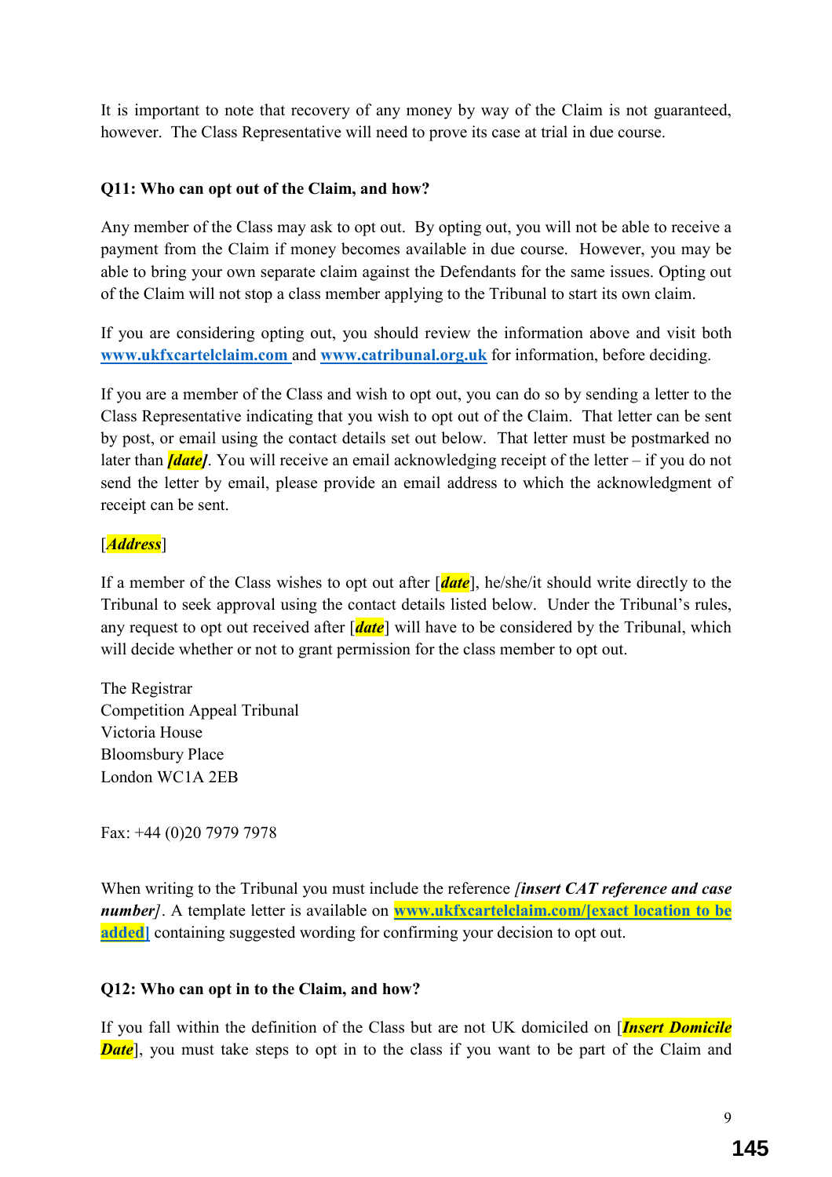It is important to note that recovery of any money by way of the Claim is not guaranteed, however. The Class Representative will need to prove its case at trial in due course.

**Q11: Who can opt out of the Claim, and how?**

Any member of the Class may ask to opt out. By opting out, you will not be able to receive a payment from the Claim if money becomes available in due course. However, you may be able to bring your own separate claim against the Defendants for the same issues. Opting out of the Claim will not stop a class member applying to the Tribunal to start its own claim.

If you are considering opting out, you should review the information above and visit both [www.ukfxcartelclaim.com](www.ukfxcartelclaim.com) and [www.catribunal.org.uk](www.catribunal.org.uk) for information, before deciding.

If you are a member of the Class and wish to opt out, you can do so by sending a letter to the Class Representative indicating that you wish to opt out of the Claim. That letter can be sent by post, or email using the contact details set out below. That letter must be postmarked no later than ***[date]***. You will receive an email acknowledging receipt of the letter – if you do not send the letter by email, please provide an email address to which the acknowledgment of receipt can be sent.

[***Address***]

If a member of the Class wishes to opt out after [***date***], he/she/it should write directly to the Tribunal to seek approval using the contact details listed below. Under the Tribunal's rules, any request to opt out received after [***date***] will have to be considered by the Tribunal, which will decide whether or not to grant permission for the class member to opt out.

The Registrar
Competition Appeal Tribunal
Victoria House
Bloomsbury Place
London WC1A 2EB

Fax: +44 (0)20 7979 7978

When writing to the Tribunal you must include the reference ***[insert CAT reference and case number]***. A template letter is available on **www.ukfxcartelclaim.com/[exact location to be added]** containing suggested wording for confirming your decision to opt out.

**Q12: Who can opt in to the Claim, and how?**

If you fall within the definition of the Class but are not UK domiciled on [***Insert Domicile Date***], you must take steps to opt in to the class if you want to be part of the Claim and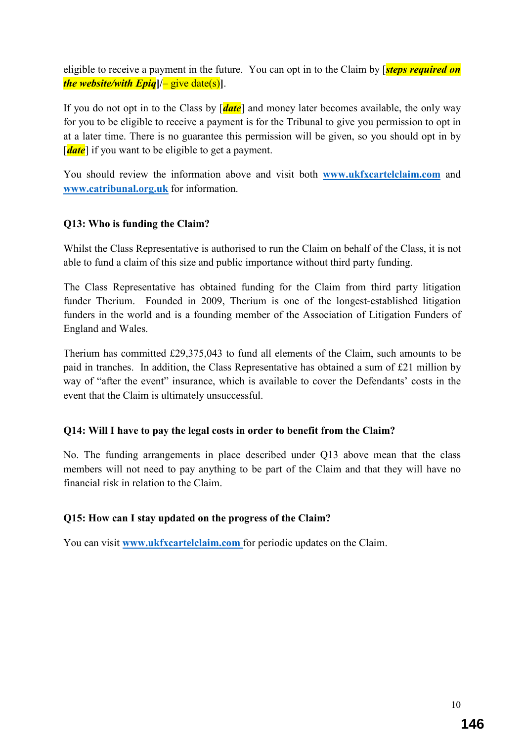eligible to receive a payment in the future. You can opt in to the Claim by [***steps required on the website/with Epiq***]/– give date(s)].

If you do not opt in to the Class by [***date***] and money later becomes available, the only way for you to be eligible to receive a payment is for the Tribunal to give you permission to opt in at a later time. There is no guarantee this permission will be given, so you should opt in by [***date***] if you want to be eligible to get a payment.

You should review the information above and visit both **www.ukfxcartelclaim.com** and **www.catribunal.org.uk** for information.

**Q13: Who is funding the Claim?**

Whilst the Class Representative is authorised to run the Claim on behalf of the Class, it is not able to fund a claim of this size and public importance without third party funding.

The Class Representative has obtained funding for the Claim from third party litigation funder Therium. Founded in 2009, Therium is one of the longest-established litigation funders in the world and is a founding member of the Association of Litigation Funders of England and Wales.

Therium has committed £29,375,043 to fund all elements of the Claim, such amounts to be paid in tranches. In addition, the Class Representative has obtained a sum of £21 million by way of "after the event" insurance, which is available to cover the Defendants' costs in the event that the Claim is ultimately unsuccessful.

**Q14: Will I have to pay the legal costs in order to benefit from the Claim?**

No. The funding arrangements in place described under Q13 above mean that the class members will not need to pay anything to be part of the Claim and that they will have no financial risk in relation to the Claim.

**Q15: How can I stay updated on the progress of the Claim?**

You can visit **www.ukfxcartelclaim.com** for periodic updates on the Claim.